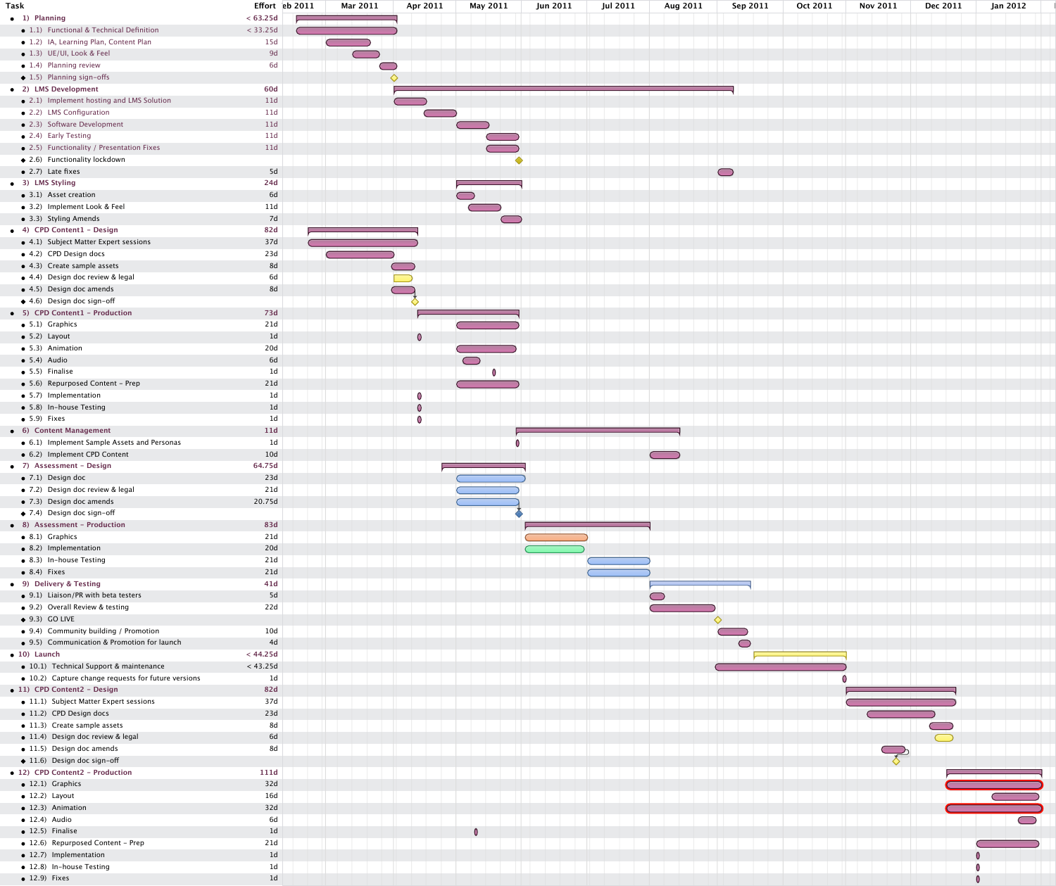| Task | Effort |
|---|---|
| 1) Planning | < 63.25d |
| 1.1) Functional & Technical Definition | < 33.25d |
| 1.2) IA, Learning Plan, Content Plan | 15d |
| 1.3) UE/UI, Look & Feel | 9d |
| 1.4) Planning review | 6d |
| 1.5) Planning sign-offs | |
| 2) LMS Development | 60d |
| 2.1) Implement hosting and LMS Solution | 11d |
| 2.2) LMS Configuration | 11d |
| 2.3) Software Development | 11d |
| 2.4) Early Testing | 11d |
| 2.5) Functionality / Presentation Fixes | 11d |
| 2.6) Functionality lockdown | |
| 2.7) Late fixes | 5d |
| 3) LMS Styling | 24d |
| 3.1) Asset creation | 6d |
| 3.2) Implement Look & Feel | 11d |
| 3.3) Styling Amends | 7d |
| 4) CPD Content1 - Design | 82d |
| 4.1) Subject Matter Expert sessions | 37d |
| 4.2) CPD Design docs | 23d |
| 4.3) Create sample assets | 8d |
| 4.4) Design doc review & legal | 6d |
| 4.5) Design doc amends | 8d |
| 4.6) Design doc sign-off | |
| 5) CPD Content1 - Production | 73d |
| 5.1) Graphics | 21d |
| 5.2) Layout | 1d |
| 5.3) Animation | 20d |
| 5.4) Audio | 6d |
| 5.5) Finalise | 1d |
| 5.6) Repurposed Content - Prep | 21d |
| 5.7) Implementation | 1d |
| 5.8) In-house Testing | 1d |
| 5.9) Fixes | 1d |
| 6) Content Management | 11d |
| 6.1) Implement Sample Assets and Personas | 1d |
| 6.2) Implement CPD Content | 10d |
| 7) Assessment - Design | 64.75d |
| 7.1) Design doc | 23d |
| 7.2) Design doc review & legal | 21d |
| 7.3) Design doc amends | 20.75d |
| 7.4) Design doc sign-off | |
| 8) Assessment - Production | 83d |
| 8.1) Graphics | 21d |
| 8.2) Implementation | 20d |
| 8.3) In-house Testing | 21d |
| 8.4) Fixes | 21d |
| 9) Delivery & Testing | 41d |
| 9.1) Liaison/PR with beta testers | 5d |
| 9.2) Overall Review & testing | 22d |
| 9.3) GO LIVE | |
| 9.4) Community building / Promotion | 10d |
| 9.5) Communication & Promotion for launch | 4d |
| 10) Launch | < 44.25d |
| 10.1) Technical Support & maintenance | < 43.25d |
| 10.2) Capture change requests for future versions | 1d |
| 11) CPD Content2 - Design | 82d |
| 11.1) Subject Matter Expert sessions | 37d |
| 11.2) CPD Design docs | 23d |
| 11.3) Create sample assets | 8d |
| 11.4) Design doc review & legal | 6d |
| 11.5) Design doc amends | 8d |
| 11.6) Design doc sign-off | |
| 12) CPD Content2 - Production | 111d |
| 12.1) Graphics | 32d |
| 12.2) Layout | 16d |
| 12.3) Animation | 32d |
| 12.4) Audio | 6d |
| 12.5) Finalise | 1d |
| 12.6) Repurposed Content - Prep | 21d |
| 12.7) Implementation | 1d |
| 12.8) In-house Testing | 1d |
| 12.9) Fixes | 1d |

Timeline: Feb 2011, Mar 2011, Apr 2011, May 2011, Jun 2011, Jul 2011, Aug 2011, Sep 2011, Oct 2011, Nov 2011, Dec 2011, Jan 2012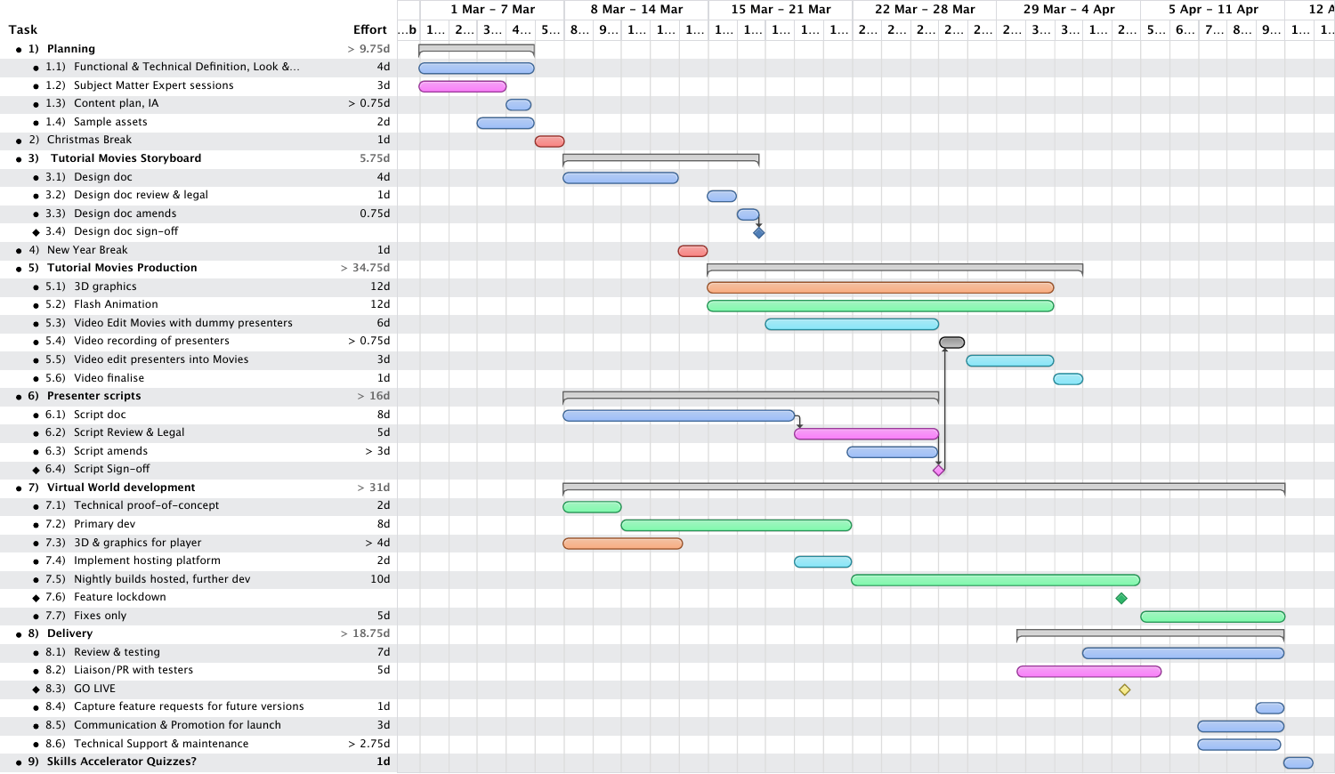Task | Effort

1 Mar – 7 Mar | 8 Mar – 14 Mar | 15 Mar – 21 Mar | 22 Mar – 28 Mar | 29 Mar – 4 Apr | 5 Apr – 11 Apr | 12 A

- 1) **Planning** > 9.75d
  - 1.1) Functional & Technical Definition, Look &... 4d
  - 1.2) Subject Matter Expert sessions 3d
  - 1.3) Content plan, IA > 0.75d
  - 1.4) Sample assets 2d
- 2) Christmas Break 1d
- 3) **Tutorial Movies Storyboard** 5.75d
  - 3.1) Design doc 4d
  - 3.2) Design doc review & legal 1d
  - 3.3) Design doc amends 0.75d
  - 3.4) Design doc sign-off
- 4) New Year Break 1d
- 5) **Tutorial Movies Production** > 34.75d
  - 5.1) 3D graphics 12d
  - 5.2) Flash Animation 12d
  - 5.3) Video Edit Movies with dummy presenters 6d
  - 5.4) Video recording of presenters > 0.75d
  - 5.5) Video edit presenters into Movies 3d
  - 5.6) Video finalise 1d
- 6) **Presenter scripts** > 16d
  - 6.1) Script doc 8d
  - 6.2) Script Review & Legal 5d
  - 6.3) Script amends > 3d
  - 6.4) Script Sign-off
- 7) **Virtual World development** > 31d
  - 7.1) Technical proof-of-concept 2d
  - 7.2) Primary dev 8d
  - 7.3) 3D & graphics for player > 4d
  - 7.4) Implement hosting platform 2d
  - 7.5) Nightly builds hosted, further dev 10d
  - 7.6) Feature lockdown
  - 7.7) Fixes only 5d
- 8) **Delivery** > 18.75d
  - 8.1) Review & testing 7d
  - 8.2) Liaison/PR with testers 5d
  - 8.3) GO LIVE
  - 8.4) Capture feature requests for future versions 1d
  - 8.5) Communication & Promotion for launch 3d
  - 8.6) Technical Support & maintenance > 2.75d
- 9) **Skills Accelerator Quizzes?** 1d